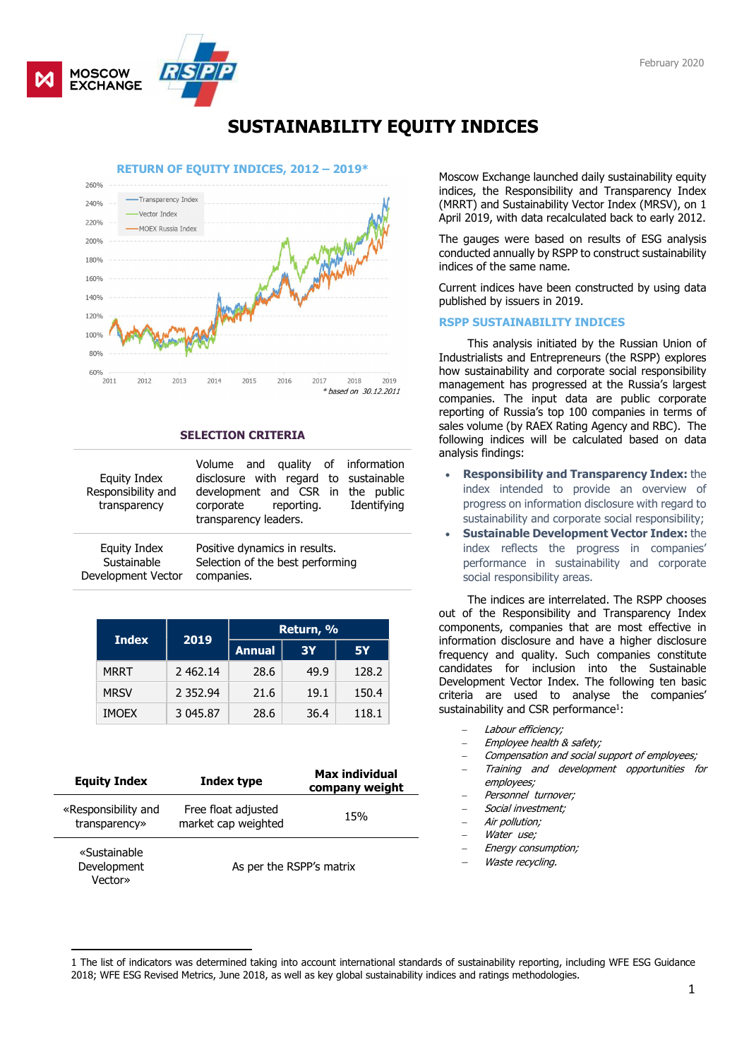February 2020

# SUSTAINABILITY EQUITY INDICES

## RETURN OF EQUITY INDICES, 2012 – 2019*

* based on 30.12.2011

## SELECTION CRITERIA

| | |
|---|---|
| Equity Index Responsibility and transparency | Volume and quality of information disclosure with regard to sustainable development and CSR in the public corporate reporting. Identifying transparency leaders. |
| Equity Index Sustainable Development Vector | Positive dynamics in results. Selection of the best performing companies. |

| Index | 2019 | Return, % | | |
|---|---|---|---|---|
| | | Annual | 3Y | 5Y |
| MRRT | 2 462.14 | 28.6 | 49.9 | 128.2 |
| MRSV | 2 352.94 | 21.6 | 19.1 | 150.4 |
| IMOEX | 3 045.87 | 28.6 | 36.4 | 118.1 |

| Equity Index | Index type | Max individual company weight |
|---|---|---|
| «Responsibility and transparency» | Free float adjusted market cap weighted | 15% |
| «Sustainable Development Vector» | As per the RSPP's matrix | |

Moscow Exchange launched daily sustainability equity indices, the Responsibility and Transparency Index (MRRT) and Sustainability Vector Index (MRSV), on 1 April 2019, with data recalculated back to early 2012.

The gauges were based on results of ESG analysis conducted annually by RSPP to construct sustainability indices of the same name.

Current indices have been constructed by using data published by issuers in 2019.

## RSPP SUSTAINABILITY INDICES

This analysis initiated by the Russian Union of Industrialists and Entrepreneurs (the RSPP) explores how sustainability and corporate social responsibility management has progressed at the Russia's largest companies. The input data are public corporate reporting of Russia's top 100 companies in terms of sales volume (by RAEX Rating Agency and RBC). The following indices will be calculated based on data analysis findings:

- **Responsibility and Transparency Index:** the index intended to provide an overview of progress on information disclosure with regard to sustainability and corporate social responsibility;
- **Sustainable Development Vector Index:** the index reflects the progress in companies' performance in sustainability and corporate social responsibility areas.

The indices are interrelated. The RSPP chooses out of the Responsibility and Transparency Index components, companies that are most effective in information disclosure and have a higher disclosure frequency and quality. Such companies constitute candidates for inclusion into the Sustainable Development Vector Index. The following ten basic criteria are used to analyse the companies' sustainability and CSR performance[1]:

- *Labour efficiency;*
- *Employee health & safety;*
- *Compensation and social support of employees;*
- *Training and development opportunities for employees;*
- *Personnel turnover;*
- *Social investment;*
- *Air pollution;*
- *Water use;*
- *Energy consumption;*
- *Waste recycling.*

1 The list of indicators was determined taking into account international standards of sustainability reporting, including WFE ESG Guidance 2018; WFE ESG Revised Metrics, June 2018, as well as key global sustainability indices and ratings methodologies.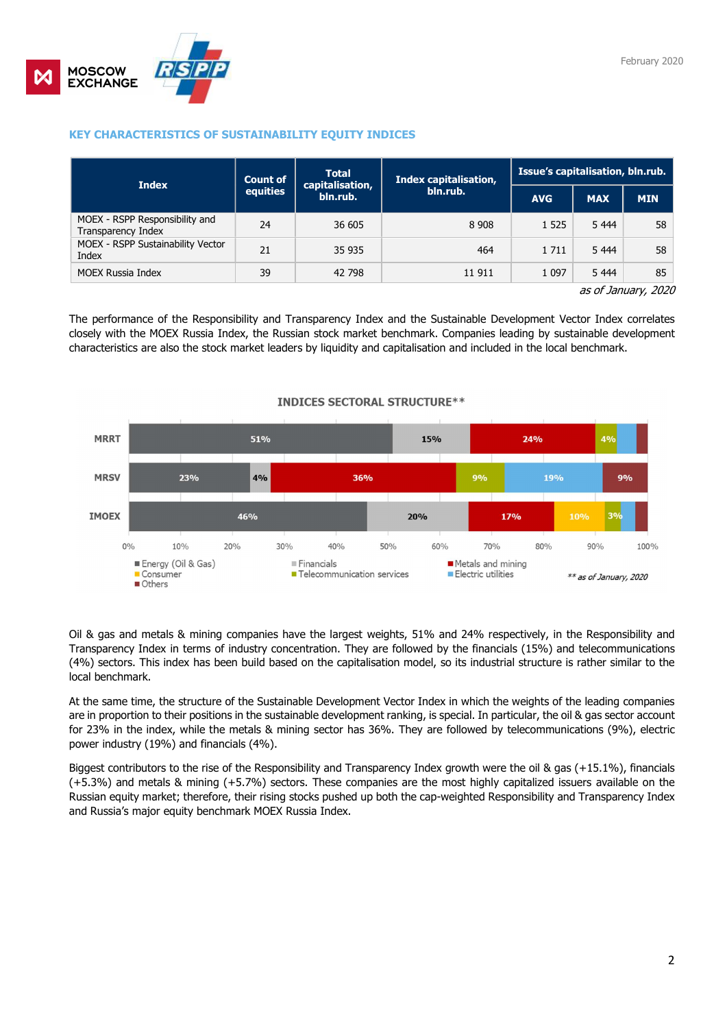## KEY CHARACTERISTICS OF SUSTAINABILITY EQUITY INDICES

| Index | Count of equities | Total capitalisation, bln.rub. | Index capitalisation, bln.rub. | Issue's capitalisation, bln.rub. | | |
|---|---|---|---|---|---|---|
| | | | | AVG | MAX | MIN |
| MOEX - RSPP Responsibility and Transparency Index | 24 | 36 605 | 8 908 | 1 525 | 5 444 | 58 |
| MOEX - RSPP Sustainability Vector Index | 21 | 35 935 | 464 | 1 711 | 5 444 | 58 |
| MOEX Russia Index | 39 | 42 798 | 11 911 | 1 097 | 5 444 | 85 |

*as of January, 2020*

The performance of the Responsibility and Transparency Index and the Sustainable Development Vector Index correlates closely with the MOEX Russia Index, the Russian stock market benchmark. Companies leading by sustainable development characteristics are also the stock market leaders by liquidity and capitalisation and included in the local benchmark.

**INDICES SECTORAL STRUCTURE\*\***

| | Energy (Oil & Gas) | Financials | Metals and mining | Consumer | Telecommunication services | Electric utilities | Others |
|---|---|---|---|---|---|---|---|
| MRRT | 51% | 15% | 24% | | 4% | | |
| MRSV | 23% | 4% | 36% | | 9% | 19% | 9% |
| IMOEX | 46% | 20% | 17% | 10% | 3% | | |

*\*\* as of January, 2020*

Oil & gas and metals & mining companies have the largest weights, 51% and 24% respectively, in the Responsibility and Transparency Index in terms of industry concentration. They are followed by the financials (15%) and telecommunications (4%) sectors. This index has been build based on the capitalisation model, so its industrial structure is rather similar to the local benchmark.

At the same time, the structure of the Sustainable Development Vector Index in which the weights of the leading companies are in proportion to their positions in the sustainable development ranking, is special. In particular, the oil & gas sector account for 23% in the index, while the metals & mining sector has 36%. They are followed by telecommunications (9%), electric power industry (19%) and financials (4%).

Biggest contributors to the rise of the Responsibility and Transparency Index growth were the oil & gas (+15.1%), financials (+5.3%) and metals & mining (+5.7%) sectors. These companies are the most highly capitalized issuers available on the Russian equity market; therefore, their rising stocks pushed up both the cap-weighted Responsibility and Transparency Index and Russia's major equity benchmark MOEX Russia Index.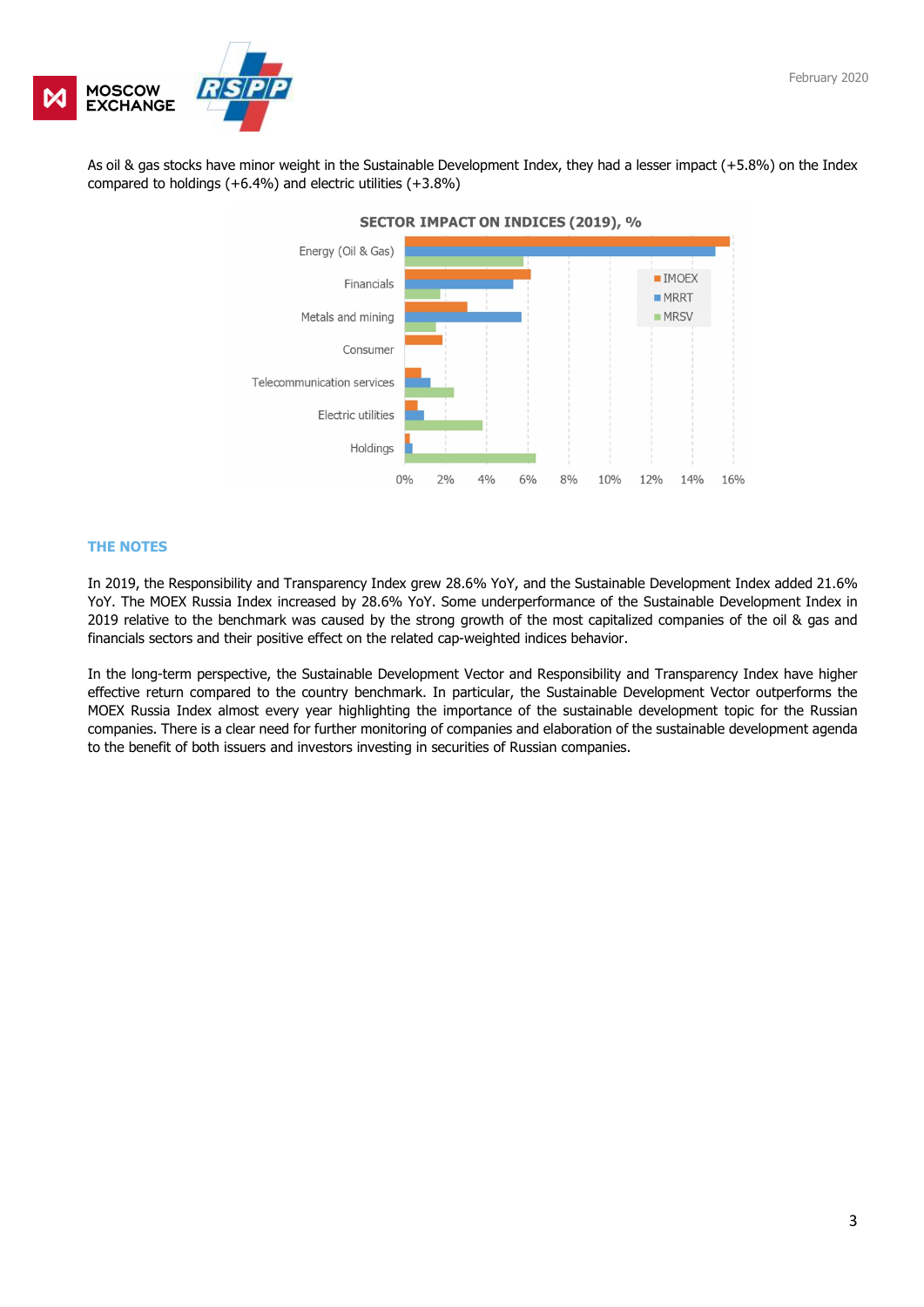As oil & gas stocks have minor weight in the Sustainable Development Index, they had a lesser impact (+5.8%) on the Index compared to holdings (+6.4%) and electric utilities (+3.8%)

SECTOR IMPACT ON INDICES (2019), %

### THE NOTES

In 2019, the Responsibility and Transparency Index grew 28.6% YoY, and the Sustainable Development Index added 21.6% YoY. The MOEX Russia Index increased by 28.6% YoY. Some underperformance of the Sustainable Development Index in 2019 relative to the benchmark was caused by the strong growth of the most capitalized companies of the oil & gas and financials sectors and their positive effect on the related cap-weighted indices behavior.

In the long-term perspective, the Sustainable Development Vector and Responsibility and Transparency Index have higher effective return compared to the country benchmark. In particular, the Sustainable Development Vector outperforms the MOEX Russia Index almost every year highlighting the importance of the sustainable development topic for the Russian companies. There is a clear need for further monitoring of companies and elaboration of the sustainable development agenda to the benefit of both issuers and investors investing in securities of Russian companies.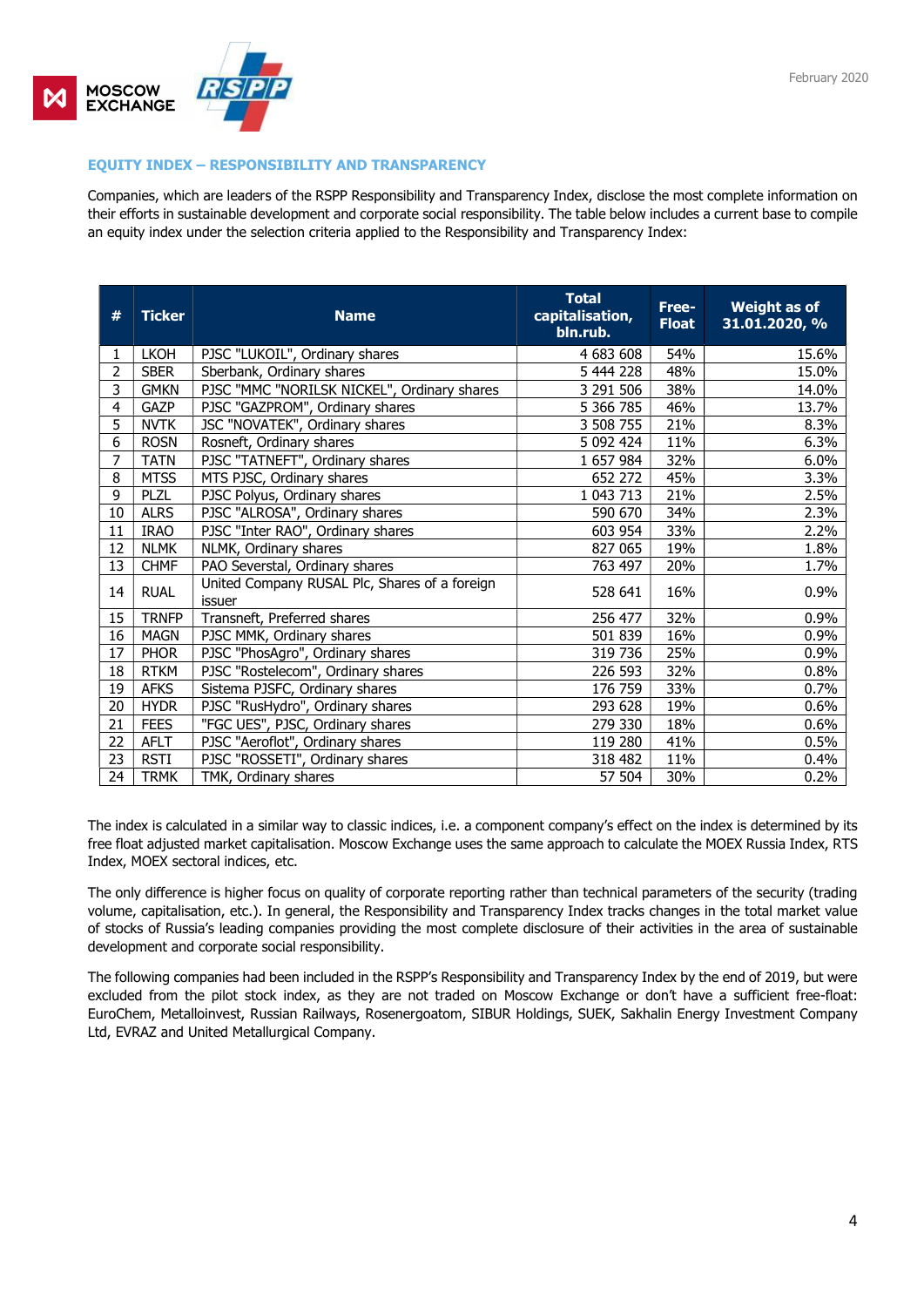## EQUITY INDEX – RESPONSIBILITY AND TRANSPARENCY

Companies, which are leaders of the RSPP Responsibility and Transparency Index, disclose the most complete information on their efforts in sustainable development and corporate social responsibility. The table below includes a current base to compile an equity index under the selection criteria applied to the Responsibility and Transparency Index:

| # | Ticker | Name | Total capitalisation, bln.rub. | Free-Float | Weight as of 31.01.2020, % |
|---|---|---|---|---|---|
| 1 | LKOH | PJSC "LUKOIL", Ordinary shares | 4 683 608 | 54% | 15.6% |
| 2 | SBER | Sberbank, Ordinary shares | 5 444 228 | 48% | 15.0% |
| 3 | GMKN | PJSC "MMC "NORILSK NICKEL", Ordinary shares | 3 291 506 | 38% | 14.0% |
| 4 | GAZP | PJSC "GAZPROM", Ordinary shares | 5 366 785 | 46% | 13.7% |
| 5 | NVTK | JSC "NOVATEK", Ordinary shares | 3 508 755 | 21% | 8.3% |
| 6 | ROSN | Rosneft, Ordinary shares | 5 092 424 | 11% | 6.3% |
| 7 | TATN | PJSC "TATNEFT", Ordinary shares | 1 657 984 | 32% | 6.0% |
| 8 | MTSS | MTS PJSC, Ordinary shares | 652 272 | 45% | 3.3% |
| 9 | PLZL | PJSC Polyus, Ordinary shares | 1 043 713 | 21% | 2.5% |
| 10 | ALRS | PJSC "ALROSA", Ordinary shares | 590 670 | 34% | 2.3% |
| 11 | IRAO | PJSC "Inter RAO", Ordinary shares | 603 954 | 33% | 2.2% |
| 12 | NLMK | NLMK, Ordinary shares | 827 065 | 19% | 1.8% |
| 13 | CHMF | PAO Severstal, Ordinary shares | 763 497 | 20% | 1.7% |
| 14 | RUAL | United Company RUSAL Plc, Shares of a foreign issuer | 528 641 | 16% | 0.9% |
| 15 | TRNFP | Transneft, Preferred shares | 256 477 | 32% | 0.9% |
| 16 | MAGN | PJSC MMK, Ordinary shares | 501 839 | 16% | 0.9% |
| 17 | PHOR | PJSC "PhosAgro", Ordinary shares | 319 736 | 25% | 0.9% |
| 18 | RTKM | PJSC "Rostelecom", Ordinary shares | 226 593 | 32% | 0.8% |
| 19 | AFKS | Sistema PJSFC, Ordinary shares | 176 759 | 33% | 0.7% |
| 20 | HYDR | PJSC "RusHydro", Ordinary shares | 293 628 | 19% | 0.6% |
| 21 | FEES | "FGC UES", PJSC, Ordinary shares | 279 330 | 18% | 0.6% |
| 22 | AFLT | PJSC "Aeroflot", Ordinary shares | 119 280 | 41% | 0.5% |
| 23 | RSTI | PJSC "ROSSETI", Ordinary shares | 318 482 | 11% | 0.4% |
| 24 | TRMK | TMK, Ordinary shares | 57 504 | 30% | 0.2% |

The index is calculated in a similar way to classic indices, i.e. a component company's effect on the index is determined by its free float adjusted market capitalisation. Moscow Exchange uses the same approach to calculate the MOEX Russia Index, RTS Index, MOEX sectoral indices, etc.

The only difference is higher focus on quality of corporate reporting rather than technical parameters of the security (trading volume, capitalisation, etc.). In general, the Responsibility and Transparency Index tracks changes in the total market value of stocks of Russia's leading companies providing the most complete disclosure of their activities in the area of sustainable development and corporate social responsibility.

The following companies had been included in the RSPP's Responsibility and Transparency Index by the end of 2019, but were excluded from the pilot stock index, as they are not traded on Moscow Exchange or don't have a sufficient free-float: EuroChem, Metalloinvest, Russian Railways, Rosenergoatom, SIBUR Holdings, SUEK, Sakhalin Energy Investment Company Ltd, EVRAZ and United Metallurgical Company.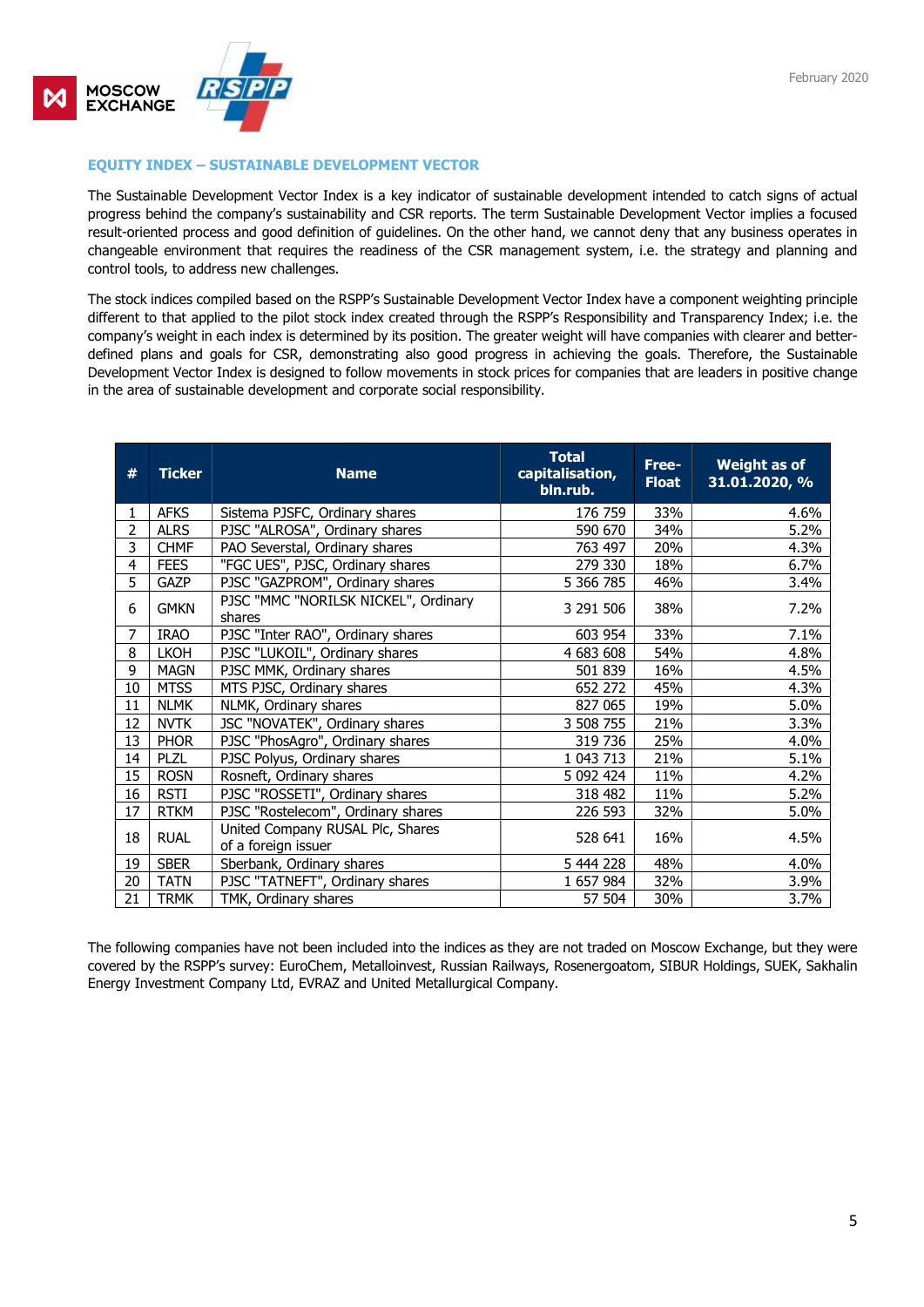## EQUITY INDEX – SUSTAINABLE DEVELOPMENT VECTOR

The Sustainable Development Vector Index is a key indicator of sustainable development intended to catch signs of actual progress behind the company's sustainability and CSR reports. The term Sustainable Development Vector implies a focused result-oriented process and good definition of guidelines. On the other hand, we cannot deny that any business operates in changeable environment that requires the readiness of the CSR management system, i.e. the strategy and planning and control tools, to address new challenges.

The stock indices compiled based on the RSPP's Sustainable Development Vector Index have a component weighting principle different to that applied to the pilot stock index created through the RSPP's Responsibility and Transparency Index; i.e. the company's weight in each index is determined by its position. The greater weight will have companies with clearer and better-defined plans and goals for CSR, demonstrating also good progress in achieving the goals. Therefore, the Sustainable Development Vector Index is designed to follow movements in stock prices for companies that are leaders in positive change in the area of sustainable development and corporate social responsibility.

| # | Ticker | Name | Total capitalisation, bln.rub. | Free-Float | Weight as of 31.01.2020, % |
|---|---|---|---|---|---|
| 1 | AFKS | Sistema PJSFC, Ordinary shares | 176 759 | 33% | 4.6% |
| 2 | ALRS | PJSC "ALROSA", Ordinary shares | 590 670 | 34% | 5.2% |
| 3 | CHMF | PAO Severstal, Ordinary shares | 763 497 | 20% | 4.3% |
| 4 | FEES | "FGC UES", PJSC, Ordinary shares | 279 330 | 18% | 6.7% |
| 5 | GAZP | PJSC "GAZPROM", Ordinary shares | 5 366 785 | 46% | 3.4% |
| 6 | GMKN | PJSC "MMC "NORILSK NICKEL", Ordinary shares | 3 291 506 | 38% | 7.2% |
| 7 | IRAO | PJSC "Inter RAO", Ordinary shares | 603 954 | 33% | 7.1% |
| 8 | LKOH | PJSC "LUKOIL", Ordinary shares | 4 683 608 | 54% | 4.8% |
| 9 | MAGN | PJSC MMK, Ordinary shares | 501 839 | 16% | 4.5% |
| 10 | MTSS | MTS PJSC, Ordinary shares | 652 272 | 45% | 4.3% |
| 11 | NLMK | NLMK, Ordinary shares | 827 065 | 19% | 5.0% |
| 12 | NVTK | JSC "NOVATEK", Ordinary shares | 3 508 755 | 21% | 3.3% |
| 13 | PHOR | PJSC "PhosAgro", Ordinary shares | 319 736 | 25% | 4.0% |
| 14 | PLZL | PJSC Polyus, Ordinary shares | 1 043 713 | 21% | 5.1% |
| 15 | ROSN | Rosneft, Ordinary shares | 5 092 424 | 11% | 4.2% |
| 16 | RSTI | PJSC "ROSSETI", Ordinary shares | 318 482 | 11% | 5.2% |
| 17 | RTKM | PJSC "Rostelecom", Ordinary shares | 226 593 | 32% | 5.0% |
| 18 | RUAL | United Company RUSAL Plc, Shares of a foreign issuer | 528 641 | 16% | 4.5% |
| 19 | SBER | Sberbank, Ordinary shares | 5 444 228 | 48% | 4.0% |
| 20 | TATN | PJSC "TATNEFT", Ordinary shares | 1 657 984 | 32% | 3.9% |
| 21 | TRMK | TMK, Ordinary shares | 57 504 | 30% | 3.7% |

The following companies have not been included into the indices as they are not traded on Moscow Exchange, but they were covered by the RSPP's survey: EuroChem, Metalloinvest, Russian Railways, Rosenergoatom, SIBUR Holdings, SUEK, Sakhalin Energy Investment Company Ltd, EVRAZ and United Metallurgical Company.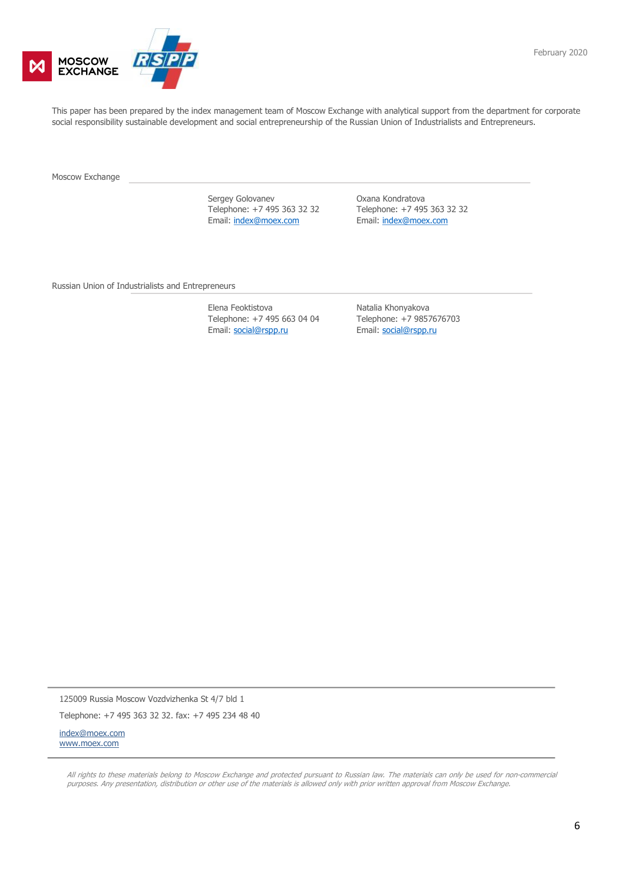February 2020

This paper has been prepared by the index management team of Moscow Exchange with analytical support from the department for corporate social responsibility sustainable development and social entrepreneurship of the Russian Union of Industrialists and Entrepreneurs.

Moscow Exchange

Sergey Golovanev
Telephone: +7 495 363 32 32
Email: index@moex.com

Oxana Kondratova
Telephone: +7 495 363 32 32
Email: index@moex.com

Russian Union of Industrialists and Entrepreneurs

Elena Feoktistova
Telephone: +7 495 663 04 04
Email: social@rspp.ru

Natalia Khonyakova
Telephone: +7 9857676703
Email: social@rspp.ru

125009 Russia Moscow Vozdvizhenka St 4/7 bld 1

Telephone: +7 495 363 32 32. fax: +7 495 234 48 40

index@moex.com
www.moex.com

*All rights to these materials belong to Moscow Exchange and protected pursuant to Russian law. The materials can only be used for non-commercial purposes. Any presentation, distribution or other use of the materials is allowed only with prior written approval from Moscow Exchange.*